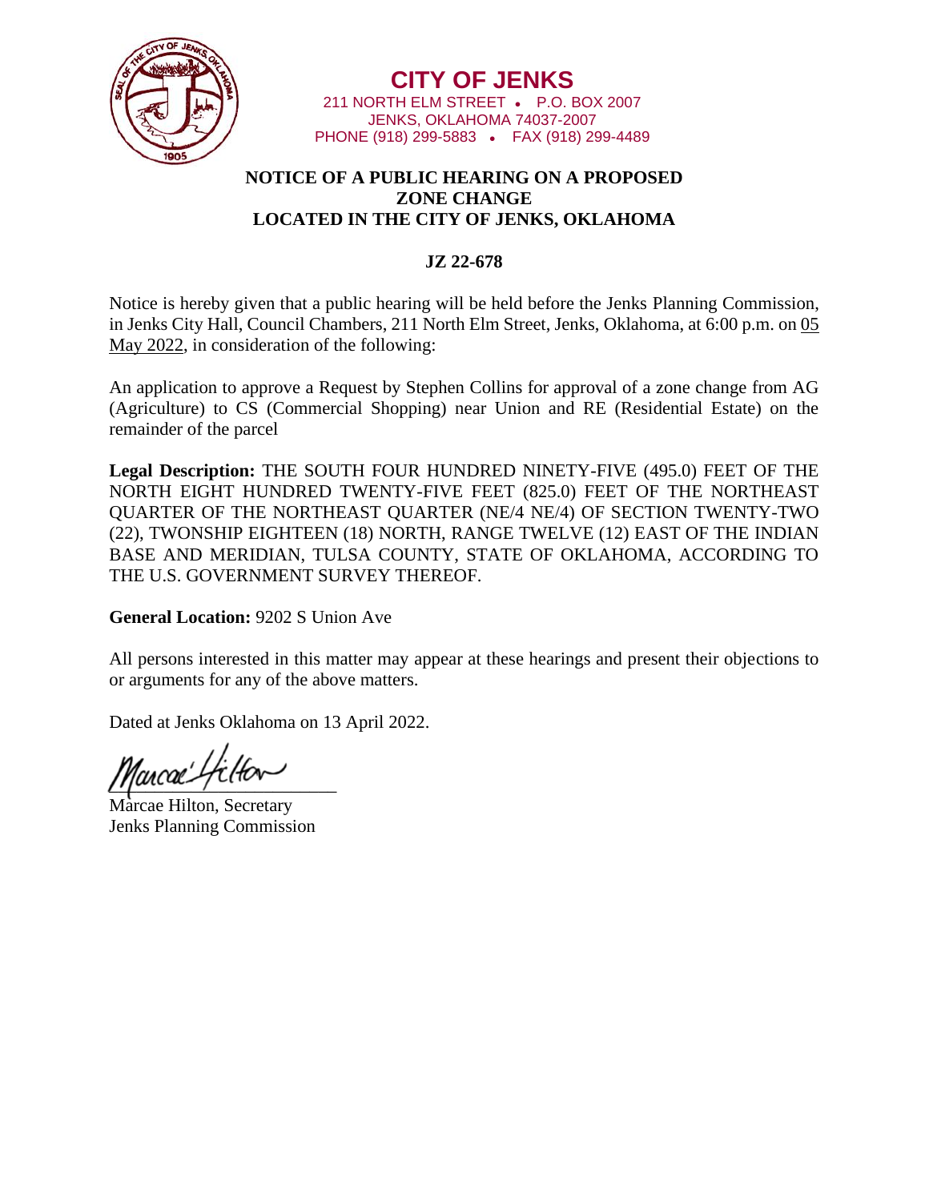# CITY OF JENKS

211 NORTH ELM STREET • P.O. BOX 2007
JENKS, OKLAHOMA 74037-2007
PHONE (918) 299-5883 • FAX (918) 299-4489

## NOTICE OF A PUBLIC HEARING ON A PROPOSED ZONE CHANGE LOCATED IN THE CITY OF JENKS, OKLAHOMA

### JZ 22-678

Notice is hereby given that a public hearing will be held before the Jenks Planning Commission, in Jenks City Hall, Council Chambers, 211 North Elm Street, Jenks, Oklahoma, at 6:00 p.m. on 05 May 2022, in consideration of the following:

An application to approve a Request by Stephen Collins for approval of a zone change from AG (Agriculture) to CS (Commercial Shopping) near Union and RE (Residential Estate) on the remainder of the parcel

**Legal Description:** THE SOUTH FOUR HUNDRED NINETY-FIVE (495.0) FEET OF THE NORTH EIGHT HUNDRED TWENTY-FIVE FEET (825.0) FEET OF THE NORTHEAST QUARTER OF THE NORTHEAST QUARTER (NE/4 NE/4) OF SECTION TWENTY-TWO (22), TWONSHIP EIGHTEEN (18) NORTH, RANGE TWELVE (12) EAST OF THE INDIAN BASE AND MERIDIAN, TULSA COUNTY, STATE OF OKLAHOMA, ACCORDING TO THE U.S. GOVERNMENT SURVEY THEREOF.

**General Location:** 9202 S Union Ave

All persons interested in this matter may appear at these hearings and present their objections to or arguments for any of the above matters.

Dated at Jenks Oklahoma on 13 April 2022.

Marcae Hilton, Secretary
Jenks Planning Commission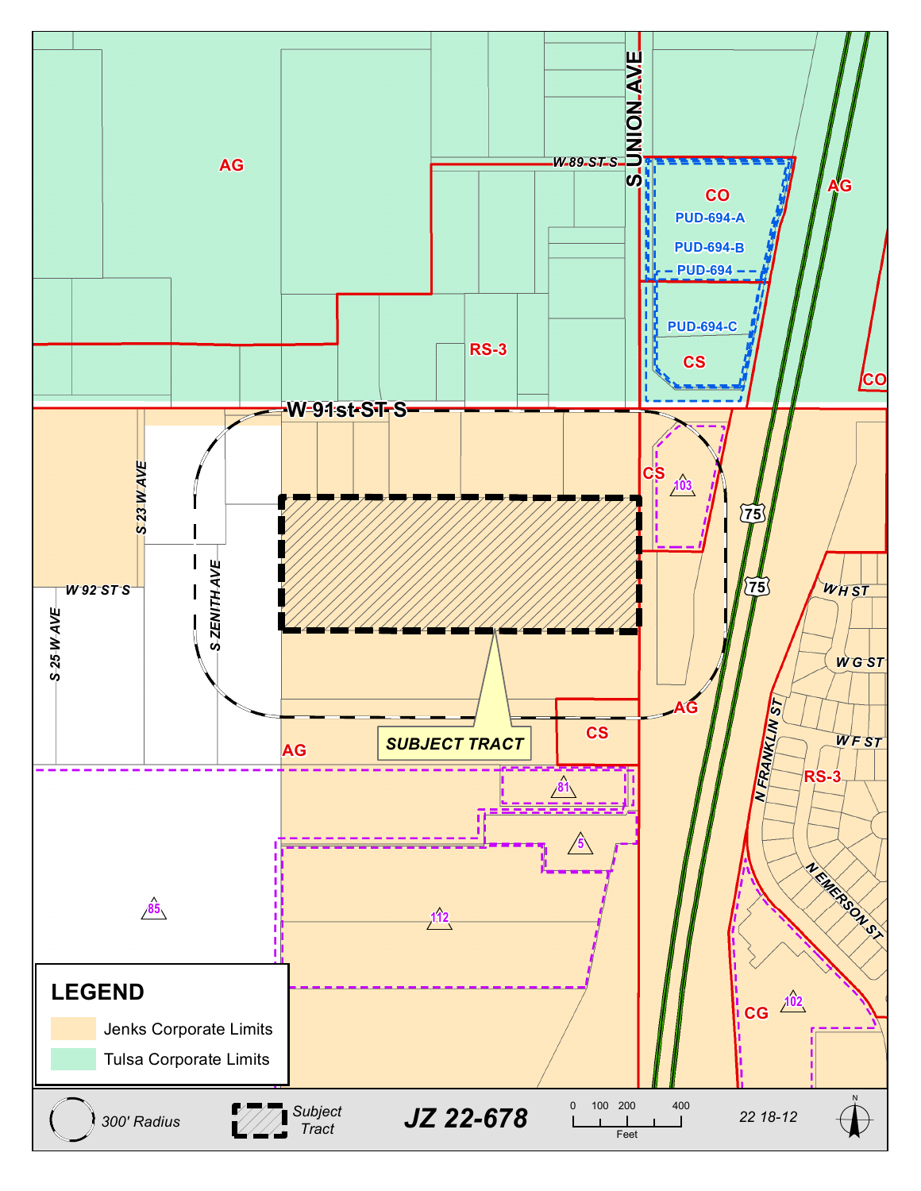AG

W 89 ST S

S UNION AVE

CO

PUD-694-A

PUD-694-B

PUD-694

PUD-694-C

CS

AG

CO

RS-3

W 91st ST S

S 23 W AVE

S ZENITH AVE

W 92 ST S

S 25 W AVE

CS

103

75

75

W H ST

W G ST

W F ST

N FRANKLIN ST

RS-3

N EMERSON ST

AG

CS

AG

SUBJECT TRACT

81

5

85

112

102

CG

## LEGEND

Jenks Corporate Limits

Tulsa Corporate Limits

300' Radius

Subject Tract

**JZ 22-678**

0 100 200 400

Feet

22 18-12

N